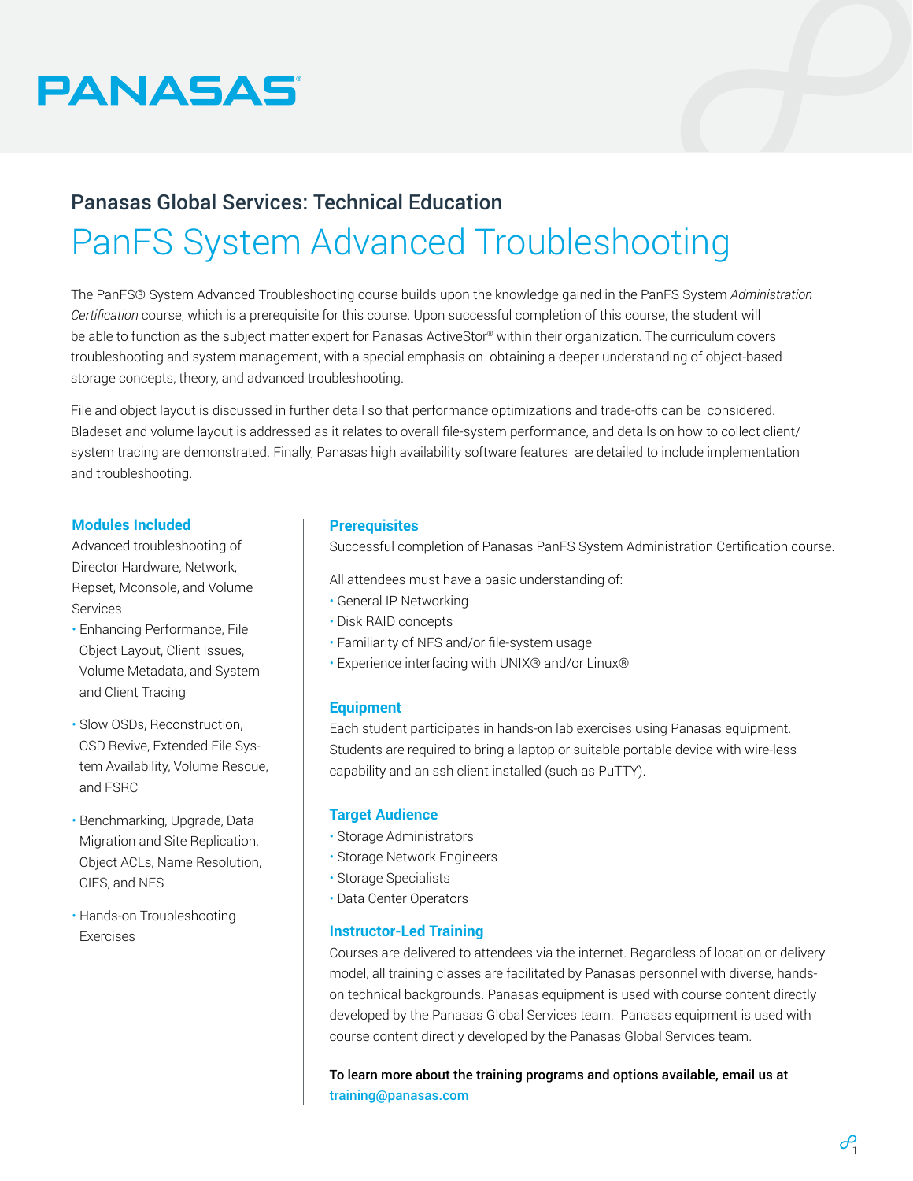# PANASAS

## Panasas Global Services: Technical Education

# PanFS System Advanced Troubleshooting

The PanFS® System Advanced Troubleshooting course builds upon the knowledge gained in the PanFS System *Administration Certification* course, which is a prerequisite for this course. Upon successful completion of this course, the student will be able to function as the subject matter expert for Panasas ActiveStor® within their organization. The curriculum covers troubleshooting and system management, with a special emphasis on obtaining a deeper understanding of object-based storage concepts, theory, and advanced troubleshooting.

File and object layout is discussed in further detail so that performance optimizations and trade-offs can be considered. Bladeset and volume layout is addressed as it relates to overall file-system performance, and details on how to collect client/system tracing are demonstrated. Finally, Panasas high availability software features are detailed to include implementation and troubleshooting.

### Modules Included

Advanced troubleshooting of Director Hardware, Network, Repset, Mconsole, and Volume Services

- Enhancing Performance, File Object Layout, Client Issues, Volume Metadata, and System and Client Tracing
- Slow OSDs, Reconstruction, OSD Revive, Extended File System Availability, Volume Rescue, and FSRC
- Benchmarking, Upgrade, Data Migration and Site Replication, Object ACLs, Name Resolution, CIFS, and NFS
- Hands-on Troubleshooting Exercises

### Prerequisites

Successful completion of Panasas PanFS System Administration Certification course.

All attendees must have a basic understanding of:

- General IP Networking
- Disk RAID concepts
- Familiarity of NFS and/or file-system usage
- Experience interfacing with UNIX® and/or Linux®

### Equipment

Each student participates in hands-on lab exercises using Panasas equipment. Students are required to bring a laptop or suitable portable device with wire-less capability and an ssh client installed (such as PuTTY).

### Target Audience

- Storage Administrators
- Storage Network Engineers
- Storage Specialists
- Data Center Operators

### Instructor-Led Training

Courses are delivered to attendees via the internet. Regardless of location or delivery model, all training classes are facilitated by Panasas personnel with diverse, hands-on technical backgrounds. Panasas equipment is used with course content directly developed by the Panasas Global Services team. Panasas equipment is used with course content directly developed by the Panasas Global Services team.

**To learn more about the training programs and options available, email us at training@panasas.com**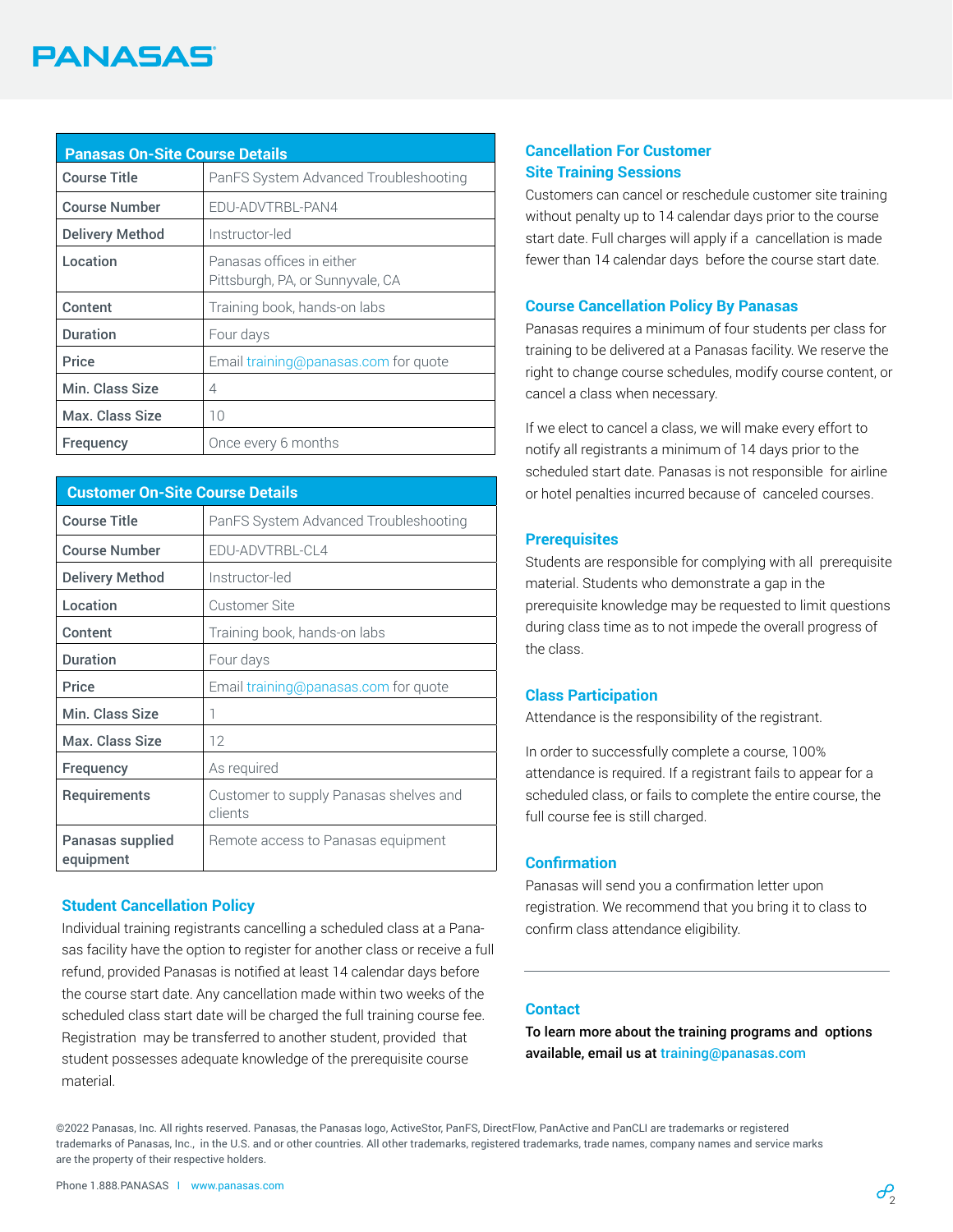| Panasas On-Site Course Details | |
|---|---|
| Course Title | PanFS System Advanced Troubleshooting |
| Course Number | EDU-ADVTRBL-PAN4 |
| Delivery Method | Instructor-led |
| Location | Panasas offices in either Pittsburgh, PA, or Sunnyvale, CA |
| Content | Training book, hands-on labs |
| Duration | Four days |
| Price | Email training@panasas.com for quote |
| Min. Class Size | 4 |
| Max. Class Size | 10 |
| Frequency | Once every 6 months |

| Customer On-Site Course Details | |
|---|---|
| Course Title | PanFS System Advanced Troubleshooting |
| Course Number | EDU-ADVTRBL-CL4 |
| Delivery Method | Instructor-led |
| Location | Customer Site |
| Content | Training book, hands-on labs |
| Duration | Four days |
| Price | Email training@panasas.com for quote |
| Min. Class Size | 1 |
| Max. Class Size | 12 |
| Frequency | As required |
| Requirements | Customer to supply Panasas shelves and clients |
| Panasas supplied equipment | Remote access to Panasas equipment |

## Student Cancellation Policy

Individual training registrants cancelling a scheduled class at a Panasas facility have the option to register for another class or receive a full refund, provided Panasas is notified at least 14 calendar days before the course start date. Any cancellation made within two weeks of the scheduled class start date will be charged the full training course fee. Registration may be transferred to another student, provided that student possesses adequate knowledge of the prerequisite course material.

## Cancellation For Customer Site Training Sessions

Customers can cancel or reschedule customer site training without penalty up to 14 calendar days prior to the course start date. Full charges will apply if a cancellation is made fewer than 14 calendar days before the course start date.

## Course Cancellation Policy By Panasas

Panasas requires a minimum of four students per class for training to be delivered at a Panasas facility. We reserve the right to change course schedules, modify course content, or cancel a class when necessary.

If we elect to cancel a class, we will make every effort to notify all registrants a minimum of 14 days prior to the scheduled start date. Panasas is not responsible for airline or hotel penalties incurred because of canceled courses.

## Prerequisites

Students are responsible for complying with all prerequisite material. Students who demonstrate a gap in the prerequisite knowledge may be requested to limit questions during class time as to not impede the overall progress of the class.

## Class Participation

Attendance is the responsibility of the registrant.

In order to successfully complete a course, 100% attendance is required. If a registrant fails to appear for a scheduled class, or fails to complete the entire course, the full course fee is still charged.

## Confirmation

Panasas will send you a confirmation letter upon registration. We recommend that you bring it to class to confirm class attendance eligibility.

## Contact

**To learn more about the training programs and options available, email us at training@panasas.com**

©2022 Panasas, Inc. All rights reserved. Panasas, the Panasas logo, ActiveStor, PanFS, DirectFlow, PanActive and PanCLI are trademarks or registered trademarks of Panasas, Inc., in the U.S. and or other countries. All other trademarks, registered trademarks, trade names, company names and service marks are the property of their respective holders.

Phone 1.888.PANASAS | www.panasas.com